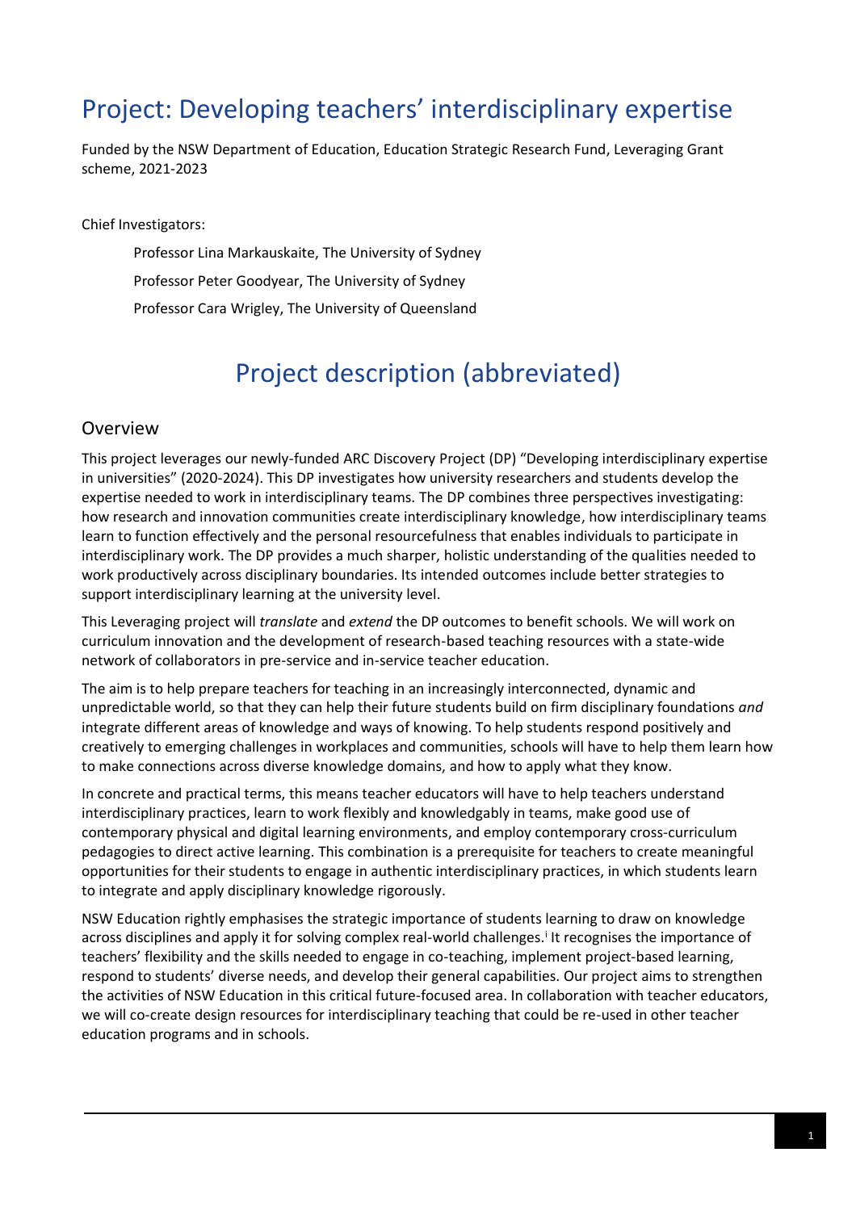# Project: Developing teachers' interdisciplinary expertise

Funded by the NSW Department of Education, Education Strategic Research Fund, Leveraging Grant scheme, 2021-2023

Chief Investigators:

Professor Lina Markauskaite, The University of Sydney

Professor Peter Goodyear, The University of Sydney

Professor Cara Wrigley, The University of Queensland

# Project description (abbreviated)

## Overview

This project leverages our newly-funded ARC Discovery Project (DP) "Developing interdisciplinary expertise in universities" (2020-2024). This DP investigates how university researchers and students develop the expertise needed to work in interdisciplinary teams. The DP combines three perspectives investigating: how research and innovation communities create interdisciplinary knowledge, how interdisciplinary teams learn to function effectively and the personal resourcefulness that enables individuals to participate in interdisciplinary work. The DP provides a much sharper, holistic understanding of the qualities needed to work productively across disciplinary boundaries. Its intended outcomes include better strategies to support interdisciplinary learning at the university level.

This Leveraging project will *translate* and *extend* the DP outcomes to benefit schools. We will work on curriculum innovation and the development of research-based teaching resources with a state-wide network of collaborators in pre-service and in-service teacher education.

The aim is to help prepare teachers for teaching in an increasingly interconnected, dynamic and unpredictable world, so that they can help their future students build on firm disciplinary foundations *and* integrate different areas of knowledge and ways of knowing. To help students respond positively and creatively to emerging challenges in workplaces and communities, schools will have to help them learn how to make connections across diverse knowledge domains, and how to apply what they know.

In concrete and practical terms, this means teacher educators will have to help teachers understand interdisciplinary practices, learn to work flexibly and knowledgably in teams, make good use of contemporary physical and digital learning environments, and employ contemporary cross-curriculum pedagogies to direct active learning. This combination is a prerequisite for teachers to create meaningful opportunities for their students to engage in authentic interdisciplinary practices, in which students learn to integrate and apply disciplinary knowledge rigorously.

NSW Education rightly emphasises the strategic importance of students learning to draw on knowledge across disciplines and apply it for solving complex real-world challenges.[i] It recognises the importance of teachers' flexibility and the skills needed to engage in co-teaching, implement project-based learning, respond to students' diverse needs, and develop their general capabilities. Our project aims to strengthen the activities of NSW Education in this critical future-focused area. In collaboration with teacher educators, we will co-create design resources for interdisciplinary teaching that could be re-used in other teacher education programs and in schools.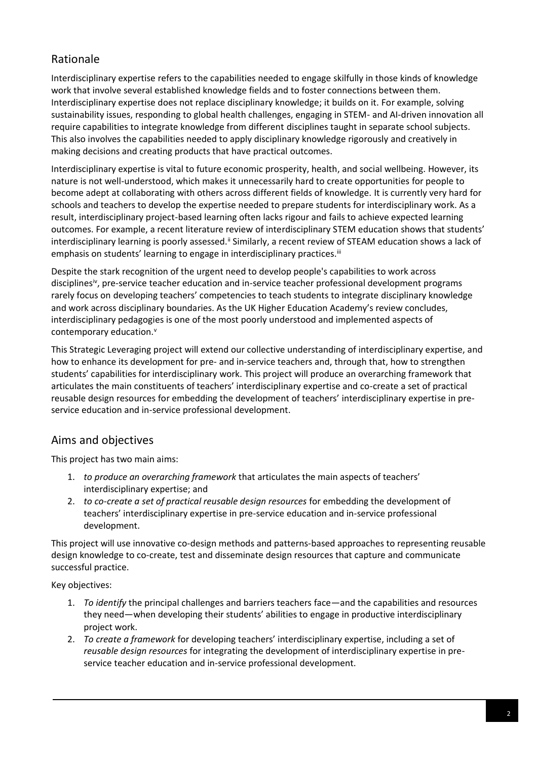## Rationale

Interdisciplinary expertise refers to the capabilities needed to engage skilfully in those kinds of knowledge work that involve several established knowledge fields and to foster connections between them. Interdisciplinary expertise does not replace disciplinary knowledge; it builds on it. For example, solving sustainability issues, responding to global health challenges, engaging in STEM- and AI-driven innovation all require capabilities to integrate knowledge from different disciplines taught in separate school subjects. This also involves the capabilities needed to apply disciplinary knowledge rigorously and creatively in making decisions and creating products that have practical outcomes.

Interdisciplinary expertise is vital to future economic prosperity, health, and social wellbeing. However, its nature is not well-understood, which makes it unnecessarily hard to create opportunities for people to become adept at collaborating with others across different fields of knowledge. It is currently very hard for schools and teachers to develop the expertise needed to prepare students for interdisciplinary work. As a result, interdisciplinary project-based learning often lacks rigour and fails to achieve expected learning outcomes. For example, a recent literature review of interdisciplinary STEM education shows that students' interdisciplinary learning is poorly assessed.[ii] Similarly, a recent review of STEAM education shows a lack of emphasis on students' learning to engage in interdisciplinary practices.[iii]

Despite the stark recognition of the urgent need to develop people's capabilities to work across disciplines[iv], pre-service teacher education and in-service teacher professional development programs rarely focus on developing teachers' competencies to teach students to integrate disciplinary knowledge and work across disciplinary boundaries. As the UK Higher Education Academy's review concludes, interdisciplinary pedagogies is one of the most poorly understood and implemented aspects of contemporary education.[v]

This Strategic Leveraging project will extend our collective understanding of interdisciplinary expertise, and how to enhance its development for pre- and in-service teachers and, through that, how to strengthen students' capabilities for interdisciplinary work. This project will produce an overarching framework that articulates the main constituents of teachers' interdisciplinary expertise and co-create a set of practical reusable design resources for embedding the development of teachers' interdisciplinary expertise in pre-service education and in-service professional development.

## Aims and objectives

This project has two main aims:

1. *to produce an overarching framework* that articulates the main aspects of teachers' interdisciplinary expertise; and
2. *to co-create a set of practical reusable design resources* for embedding the development of teachers' interdisciplinary expertise in pre-service education and in-service professional development.

This project will use innovative co-design methods and patterns-based approaches to representing reusable design knowledge to co-create, test and disseminate design resources that capture and communicate successful practice.

Key objectives:

1. *To identify* the principal challenges and barriers teachers face—and the capabilities and resources they need—when developing their students' abilities to engage in productive interdisciplinary project work.
2. *To create a framework* for developing teachers' interdisciplinary expertise, including a set of *reusable design resources* for integrating the development of interdisciplinary expertise in pre-service teacher education and in-service professional development.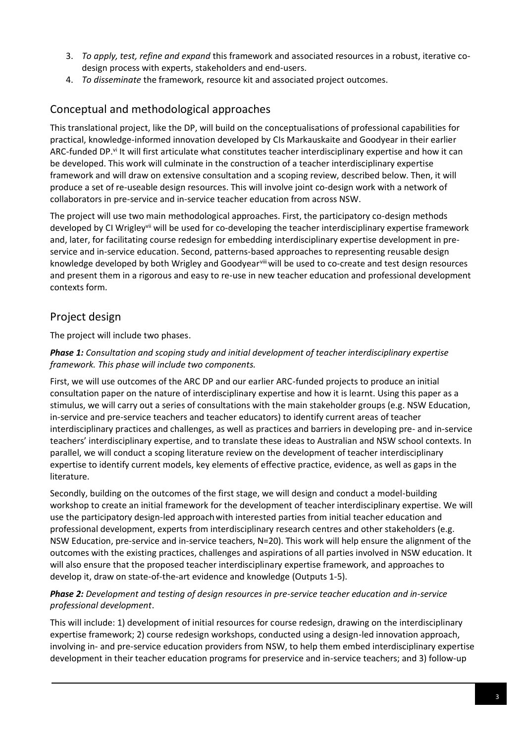3. *To apply, test, refine and expand* this framework and associated resources in a robust, iterative co-design process with experts, stakeholders and end-users.
4. *To disseminate* the framework, resource kit and associated project outcomes.

## Conceptual and methodological approaches

This translational project, like the DP, will build on the conceptualisations of professional capabilities for practical, knowledge-informed innovation developed by CIs Markauskaite and Goodyear in their earlier ARC-funded DP.[vi] It will first articulate what constitutes teacher interdisciplinary expertise and how it can be developed. This work will culminate in the construction of a teacher interdisciplinary expertise framework and will draw on extensive consultation and a scoping review, described below. Then, it will produce a set of re-useable design resources. This will involve joint co-design work with a network of collaborators in pre-service and in-service teacher education from across NSW.

The project will use two main methodological approaches. First, the participatory co-design methods developed by CI Wrigley[vii] will be used for co-developing the teacher interdisciplinary expertise framework and, later, for facilitating course redesign for embedding interdisciplinary expertise development in pre-service and in-service education. Second, patterns-based approaches to representing reusable design knowledge developed by both Wrigley and Goodyear[viii] will be used to co-create and test design resources and present them in a rigorous and easy to re-use in new teacher education and professional development contexts form.

## Project design

The project will include two phases.

***Phase 1:*** *Consultation and scoping study and initial development of teacher interdisciplinary expertise framework. This phase will include two components.*

First, we will use outcomes of the ARC DP and our earlier ARC-funded projects to produce an initial consultation paper on the nature of interdisciplinary expertise and how it is learnt. Using this paper as a stimulus, we will carry out a series of consultations with the main stakeholder groups (e.g. NSW Education, in-service and pre-service teachers and teacher educators) to identify current areas of teacher interdisciplinary practices and challenges, as well as practices and barriers in developing pre- and in-service teachers' interdisciplinary expertise, and to translate these ideas to Australian and NSW school contexts. In parallel, we will conduct a scoping literature review on the development of teacher interdisciplinary expertise to identify current models, key elements of effective practice, evidence, as well as gaps in the literature.

Secondly, building on the outcomes of the first stage, we will design and conduct a model-building workshop to create an initial framework for the development of teacher interdisciplinary expertise. We will use the participatory design-led approach with interested parties from initial teacher education and professional development, experts from interdisciplinary research centres and other stakeholders (e.g. NSW Education, pre-service and in-service teachers, N=20). This work will help ensure the alignment of the outcomes with the existing practices, challenges and aspirations of all parties involved in NSW education. It will also ensure that the proposed teacher interdisciplinary expertise framework, and approaches to develop it, draw on state-of-the-art evidence and knowledge (Outputs 1-5).

***Phase 2:*** *Development and testing of design resources in pre-service teacher education and in-service professional development*.

This will include: 1) development of initial resources for course redesign, drawing on the interdisciplinary expertise framework; 2) course redesign workshops, conducted using a design-led innovation approach, involving in- and pre-service education providers from NSW, to help them embed interdisciplinary expertise development in their teacher education programs for preservice and in-service teachers; and 3) follow-up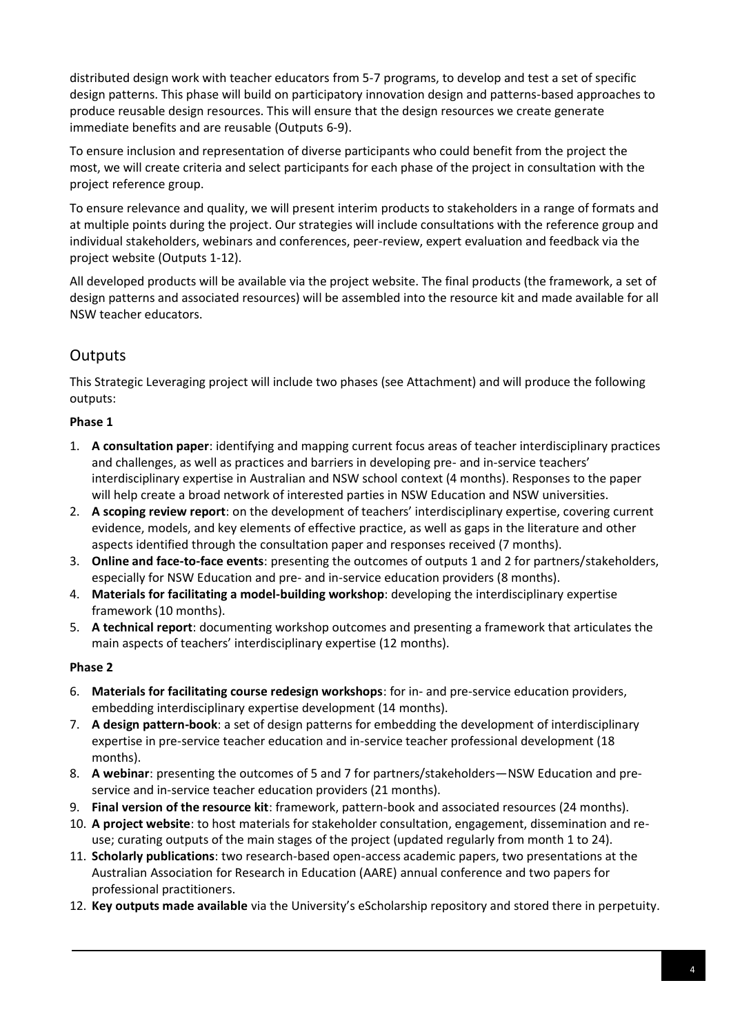distributed design work with teacher educators from 5-7 programs, to develop and test a set of specific design patterns. This phase will build on participatory innovation design and patterns-based approaches to produce reusable design resources. This will ensure that the design resources we create generate immediate benefits and are reusable (Outputs 6-9).

To ensure inclusion and representation of diverse participants who could benefit from the project the most, we will create criteria and select participants for each phase of the project in consultation with the project reference group.

To ensure relevance and quality, we will present interim products to stakeholders in a range of formats and at multiple points during the project. Our strategies will include consultations with the reference group and individual stakeholders, webinars and conferences, peer-review, expert evaluation and feedback via the project website (Outputs 1-12).

All developed products will be available via the project website. The final products (the framework, a set of design patterns and associated resources) will be assembled into the resource kit and made available for all NSW teacher educators.

## Outputs

This Strategic Leveraging project will include two phases (see Attachment) and will produce the following outputs:

**Phase 1**

1. **A consultation paper**: identifying and mapping current focus areas of teacher interdisciplinary practices and challenges, as well as practices and barriers in developing pre- and in-service teachers' interdisciplinary expertise in Australian and NSW school context (4 months). Responses to the paper will help create a broad network of interested parties in NSW Education and NSW universities.
2. **A scoping review report**: on the development of teachers' interdisciplinary expertise, covering current evidence, models, and key elements of effective practice, as well as gaps in the literature and other aspects identified through the consultation paper and responses received (7 months).
3. **Online and face-to-face events**: presenting the outcomes of outputs 1 and 2 for partners/stakeholders, especially for NSW Education and pre- and in-service education providers (8 months).
4. **Materials for facilitating a model-building workshop**: developing the interdisciplinary expertise framework (10 months).
5. **A technical report**: documenting workshop outcomes and presenting a framework that articulates the main aspects of teachers' interdisciplinary expertise (12 months).

**Phase 2**

6. **Materials for facilitating course redesign workshops**: for in- and pre-service education providers, embedding interdisciplinary expertise development (14 months).
7. **A design pattern-book**: a set of design patterns for embedding the development of interdisciplinary expertise in pre-service teacher education and in-service teacher professional development (18 months).
8. **A webinar**: presenting the outcomes of 5 and 7 for partners/stakeholders—NSW Education and pre-service and in-service teacher education providers (21 months).
9. **Final version of the resource kit**: framework, pattern-book and associated resources (24 months).
10. **A project website**: to host materials for stakeholder consultation, engagement, dissemination and re-use; curating outputs of the main stages of the project (updated regularly from month 1 to 24).
11. **Scholarly publications**: two research-based open-access academic papers, two presentations at the Australian Association for Research in Education (AARE) annual conference and two papers for professional practitioners.
12. **Key outputs made available** via the University's eScholarship repository and stored there in perpetuity.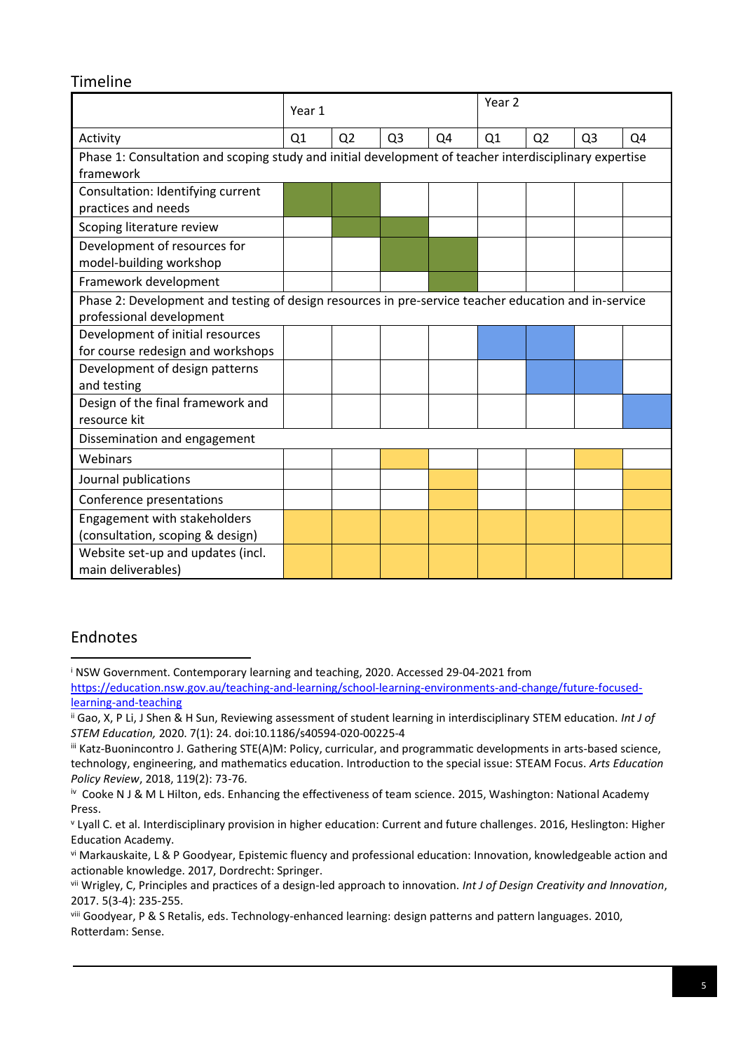## Timeline

| | Year 1 | | | | Year 2 | | | |
|---|---|---|---|---|---|---|---|---|
| Activity | Q1 | Q2 | Q3 | Q4 | Q1 | Q2 | Q3 | Q4 |
| **Phase 1: Consultation and scoping study and initial development of teacher interdisciplinary expertise framework** | | | | | | | | |
| Consultation: Identifying current practices and needs | ■ | ■ | | | | | | |
| Scoping literature review | | ■ | ■ | | | | | |
| Development of resources for model-building workshop | | | ■ | ■ | | | | |
| Framework development | | | | ■ | | | | |
| **Phase 2: Development and testing of design resources in pre-service teacher education and in-service professional development** | | | | | | | | |
| Development of initial resources for course redesign and workshops | | | | | ■ | ■ | | |
| Development of design patterns and testing | | | | | | ■ | ■ | |
| Design of the final framework and resource kit | | | | | | | | ■ |
| **Dissemination and engagement** | | | | | | | | |
| Webinars | | | ■ | | | | ■ | |
| Journal publications | | | | ■ | | | | ■ |
| Conference presentations | | | | ■ | | | | ■ |
| Engagement with stakeholders (consultation, scoping & design) | ■ | ■ | ■ | ■ | ■ | ■ | ■ | ■ |
| Website set-up and updates (incl. main deliverables) | ■ | ■ | ■ | ■ | ■ | ■ | ■ | ■ |

## Endnotes

[i] NSW Government. Contemporary learning and teaching, 2020. Accessed 29-04-2021 from https://education.nsw.gov.au/teaching-and-learning/school-learning-environments-and-change/future-focused-learning-and-teaching

[ii] Gao, X, P Li, J Shen & H Sun, Reviewing assessment of student learning in interdisciplinary STEM education. *Int J of STEM Education,* 2020. 7(1): 24. doi:10.1186/s40594-020-00225-4

[iii] Katz-Buonincontro J. Gathering STE(A)M: Policy, curricular, and programmatic developments in arts-based science, technology, engineering, and mathematics education. Introduction to the special issue: STEAM Focus. *Arts Education Policy Review*, 2018, 119(2): 73-76.

[iv] Cooke N J & M L Hilton, eds. Enhancing the effectiveness of team science. 2015, Washington: National Academy Press.

[v] Lyall C. et al. Interdisciplinary provision in higher education: Current and future challenges. 2016, Heslington: Higher Education Academy.

[vi] Markauskaite, L & P Goodyear, Epistemic fluency and professional education: Innovation, knowledgeable action and actionable knowledge. 2017, Dordrecht: Springer.

[vii] Wrigley, C, Principles and practices of a design-led approach to innovation. *Int J of Design Creativity and Innovation*, 2017. 5(3-4): 235-255.

[viii] Goodyear, P & S Retalis, eds. Technology-enhanced learning: design patterns and pattern languages. 2010, Rotterdam: Sense.